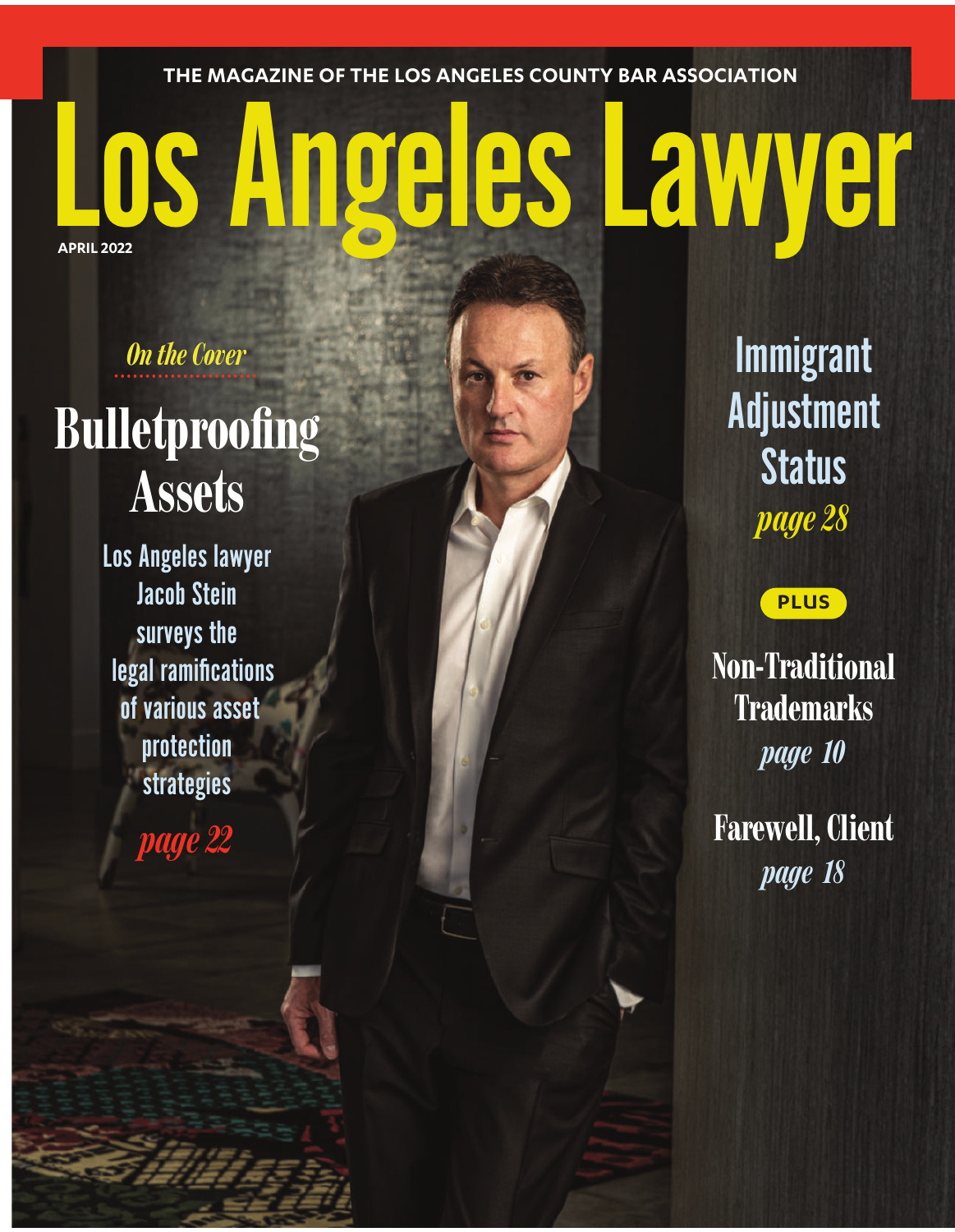THE MAGAZINE OF THE LOS ANGELES COUNTY BAR ASSOCIATION

# Los Angeles Lawyer

APRIL 2022

*On the Cover*

## Bulletproofing Assets

Los Angeles lawyer Jacob Stein surveys the legal ramifications of various asset protection strategies

*page 22*

## Immigrant Adjustment Status

*page 28*

**PLUS**

### Non-Traditional Trademarks

*page 10*

### Farewell, Client

*page 18*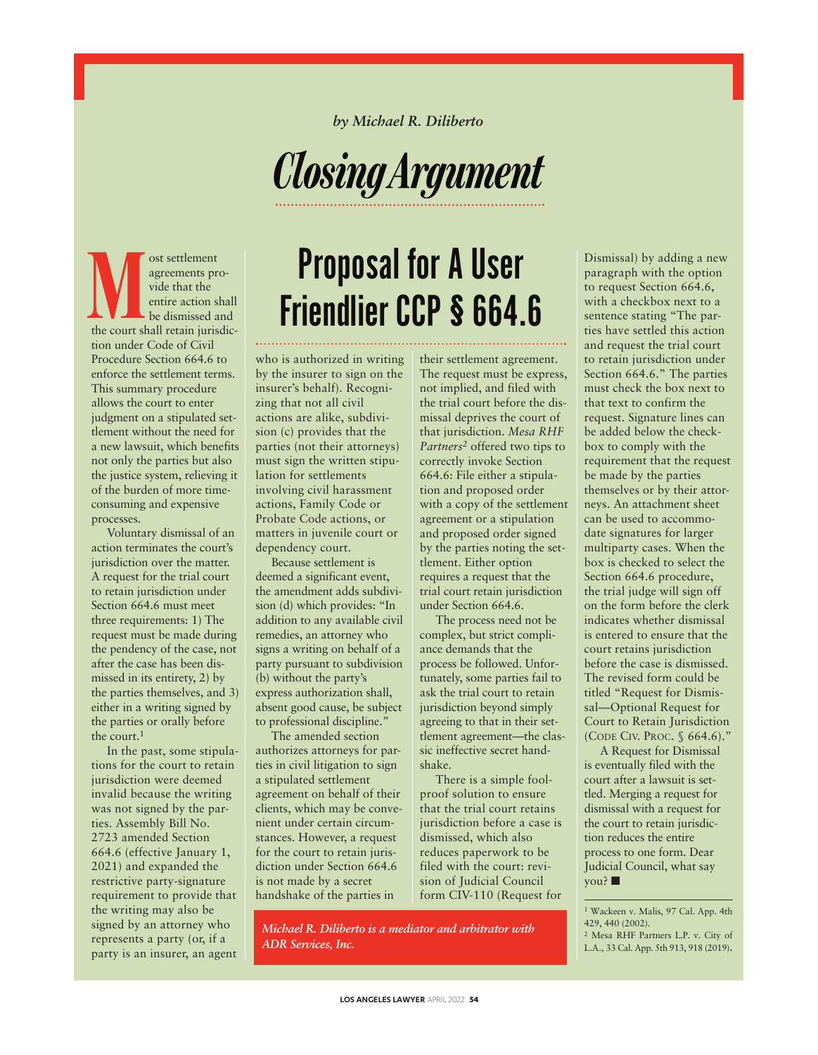*by Michael R. Diliberto*

# Closing Argument

## Proposal for A User Friendlier CCP § 664.6

Most settlement agreements provide that the entire action shall be dismissed and the court shall retain jurisdiction under Code of Civil Procedure Section 664.6 to enforce the settlement terms. This summary procedure allows the court to enter judgment on a stipulated settlement without the need for a new lawsuit, which benefits not only the parties but also the justice system, relieving it of the burden of more time-consuming and expensive processes.

Voluntary dismissal of an action terminates the court's jurisdiction over the matter. A request for the trial court to retain jurisdiction under Section 664.6 must meet three requirements: 1) The request must be made during the pendency of the case, not after the case has been dismissed in its entirety, 2) by the parties themselves, and 3) either in a writing signed by the parties or orally before the court.[1]

In the past, some stipulations for the court to retain jurisdiction were deemed invalid because the writing was not signed by the parties. Assembly Bill No. 2723 amended Section 664.6 (effective January 1, 2021) and expanded the restrictive party-signature requirement to provide that the writing may also be signed by an attorney who represents a party (or, if a party is an insurer, an agent who is authorized in writing by the insurer to sign on the insurer's behalf). Recognizing that not all civil actions are alike, subdivision (c) provides that the parties (not their attorneys) must sign the written stipulation for settlements involving civil harassment actions, Family Code or Probate Code actions, or matters in juvenile court or dependency court.

Because settlement is deemed a significant event, the amendment adds subdivision (d) which provides: "In addition to any available civil remedies, an attorney who signs a writing on behalf of a party pursuant to subdivision (b) without the party's express authorization shall, absent good cause, be subject to professional discipline."

The amended section authorizes attorneys for parties in civil litigation to sign a stipulated settlement agreement on behalf of their clients, which may be convenient under certain circumstances. However, a request for the court to retain jurisdiction under Section 664.6 is not made by a secret handshake of the parties in their settlement agreement. The request must be express, not implied, and filed with the trial court before the dismissal deprives the court of that jurisdiction. *Mesa RHF Partners*[2] offered two tips to correctly invoke Section 664.6: File either a stipulation and proposed order with a copy of the settlement agreement or a stipulation and proposed order signed by the parties noting the settlement. Either option requires a request that the trial court retain jurisdiction under Section 664.6.

The process need not be complex, but strict compliance demands that the process be followed. Unfortunately, some parties fail to ask the trial court to retain jurisdiction beyond simply agreeing to that in their settlement agreement—the classic ineffective secret handshake.

There is a simple foolproof solution to ensure that the trial court retains jurisdiction before a case is dismissed, which also reduces paperwork to be filed with the court: revision of Judicial Council form CIV-110 (Request for Dismissal) by adding a new paragraph with the option to request Section 664.6, with a checkbox next to a sentence stating "The parties have settled this action and request the trial court to retain jurisdiction under Section 664.6." The parties must check the box next to that text to confirm the request. Signature lines can be added below the checkbox to comply with the requirement that the request be made by the parties themselves or by their attorneys. An attachment sheet can be used to accommodate signatures for larger multiparty cases. When the box is checked to select the Section 664.6 procedure, the trial judge will sign off on the form before the clerk indicates whether dismissal is entered to ensure that the court retains jurisdiction before the case is dismissed. The revised form could be titled "Request for Dismissal—Optional Request for Court to Retain Jurisdiction (CODE CIV. PROC. § 664.6)."

A Request for Dismissal is eventually filed with the court after a lawsuit is settled. Merging a request for dismissal with a request for the court to retain jurisdiction reduces the entire process to one form. Dear Judicial Council, what say you? ■

*Michael R. Diliberto is a mediator and arbitrator with ADR Services, Inc.*

[1] Wackeen v. Malis, 97 Cal. App. 4th 429, 440 (2002).

[2] Mesa RHF Partners L.P. v. City of L.A., 33 Cal. App. 5th 913, 918 (2019).